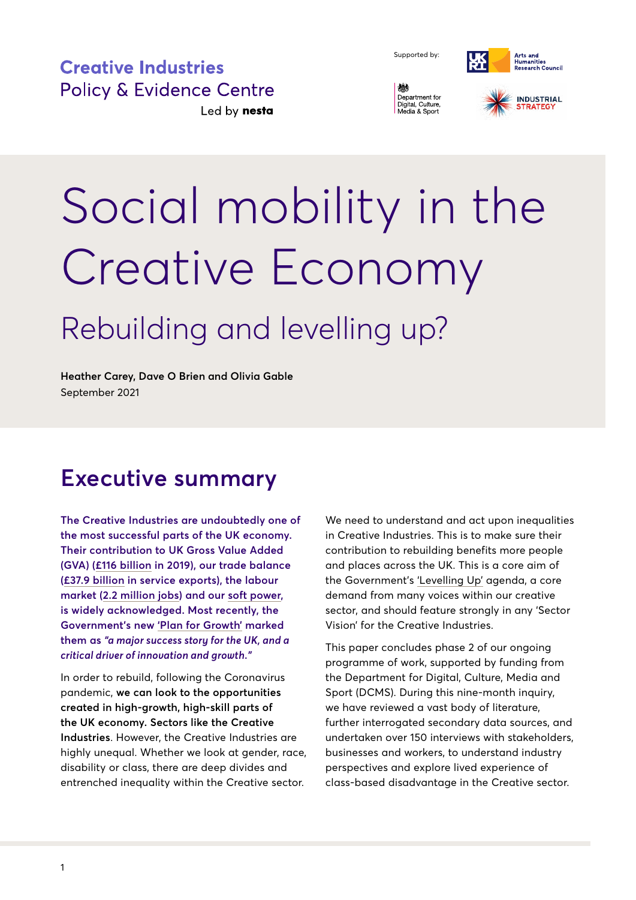**Creative Industries**
Policy & Evidence Centre
Led by nesta

Supported by: Arts and Humanities Research Council; Department for Digital, Culture, Media & Sport; Industrial Strategy

# Social mobility in the Creative Economy

## Rebuilding and levelling up?

**Heather Carey, Dave O Brien and Olivia Gable**
September 2021

## Executive summary

**The Creative Industries are undoubtedly one of the most successful parts of the UK economy. Their contribution to UK Gross Value Added (GVA) (£116 billion in 2019), our trade balance (£37.9 billion in service exports), the labour market (2.2 million jobs) and our soft power, is widely acknowledged. Most recently, the Government's new 'Plan for Growth' marked them as *"a major success story for the UK, and a critical driver of innovation and growth."***

In order to rebuild, following the Coronavirus pandemic, **we can look to the opportunities created in high-growth, high-skill parts of the UK economy. Sectors like the Creative Industries**. However, the Creative Industries are highly unequal. Whether we look at gender, race, disability or class, there are deep divides and entrenched inequality within the Creative sector.

We need to understand and act upon inequalities in Creative Industries. This is to make sure their contribution to rebuilding benefits more people and places across the UK. This is a core aim of the Government's 'Levelling Up' agenda, a core demand from many voices within our creative sector, and should feature strongly in any 'Sector Vision' for the Creative Industries.

This paper concludes phase 2 of our ongoing programme of work, supported by funding from the Department for Digital, Culture, Media and Sport (DCMS). During this nine-month inquiry, we have reviewed a vast body of literature, further interrogated secondary data sources, and undertaken over 150 interviews with stakeholders, businesses and workers, to understand industry perspectives and explore lived experience of class-based disadvantage in the Creative sector.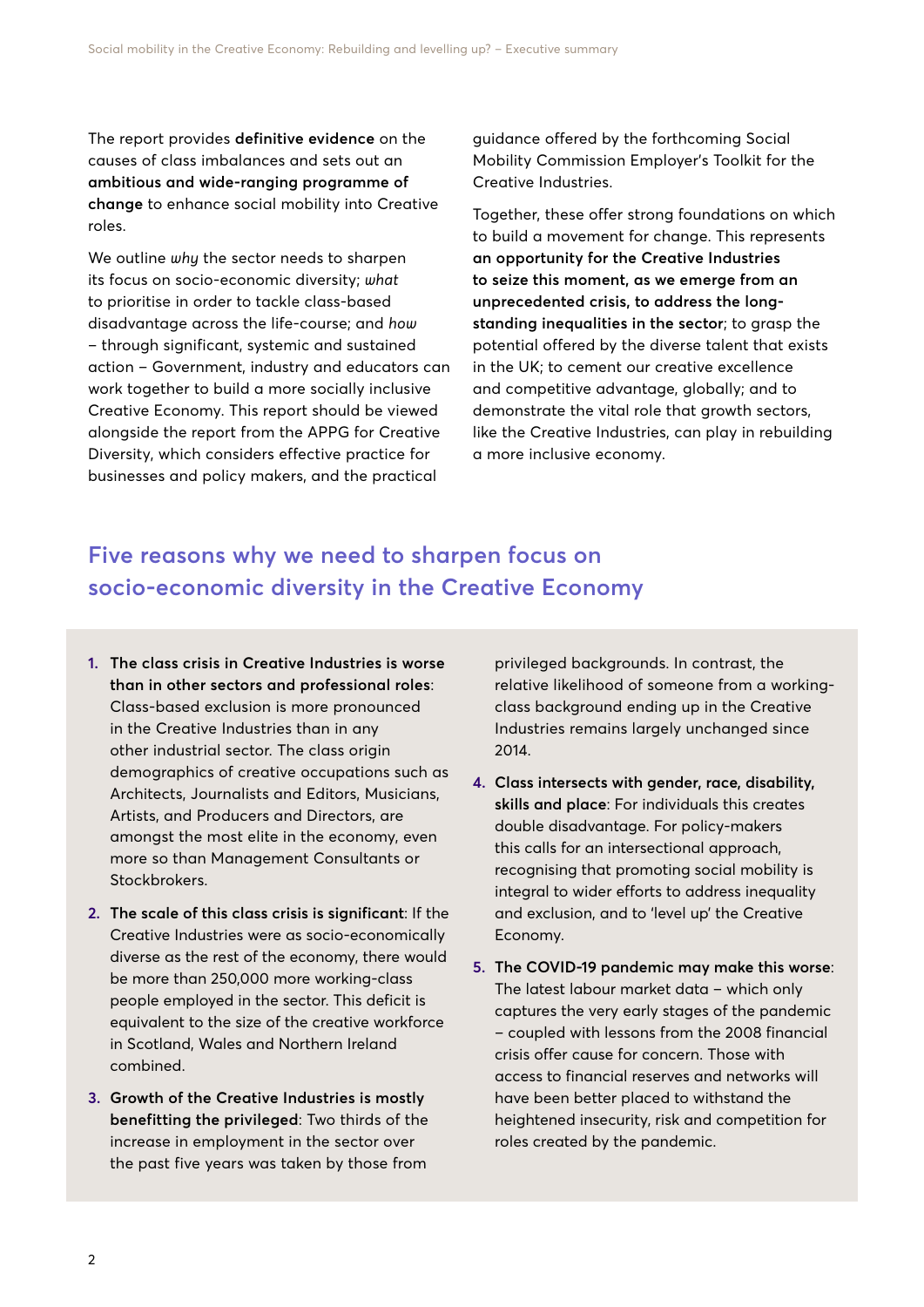The report provides **definitive evidence** on the causes of class imbalances and sets out an **ambitious and wide-ranging programme of change** to enhance social mobility into Creative roles.

We outline *why* the sector needs to sharpen its focus on socio-economic diversity; *what* to prioritise in order to tackle class-based disadvantage across the life-course; and *how* – through significant, systemic and sustained action – Government, industry and educators can work together to build a more socially inclusive Creative Economy. This report should be viewed alongside the report from the APPG for Creative Diversity, which considers effective practice for businesses and policy makers, and the practical guidance offered by the forthcoming Social Mobility Commission Employer's Toolkit for the Creative Industries.

Together, these offer strong foundations on which to build a movement for change. This represents **an opportunity for the Creative Industries to seize this moment, as we emerge from an unprecedented crisis, to address the long-standing inequalities in the sector**; to grasp the potential offered by the diverse talent that exists in the UK; to cement our creative excellence and competitive advantage, globally; and to demonstrate the vital role that growth sectors, like the Creative Industries, can play in rebuilding a more inclusive economy.

## Five reasons why we need to sharpen focus on socio-economic diversity in the Creative Economy

1. **The class crisis in Creative Industries is worse than in other sectors and professional roles**: Class-based exclusion is more pronounced in the Creative Industries than in any other industrial sector. The class origin demographics of creative occupations such as Architects, Journalists and Editors, Musicians, Artists, and Producers and Directors, are amongst the most elite in the economy, even more so than Management Consultants or Stockbrokers.
2. **The scale of this class crisis is significant**: If the Creative Industries were as socio-economically diverse as the rest of the economy, there would be more than 250,000 more working-class people employed in the sector. This deficit is equivalent to the size of the creative workforce in Scotland, Wales and Northern Ireland combined.
3. **Growth of the Creative Industries is mostly benefitting the privileged**: Two thirds of the increase in employment in the sector over the past five years was taken by those from privileged backgrounds. In contrast, the relative likelihood of someone from a working-class background ending up in the Creative Industries remains largely unchanged since 2014.
4. **Class intersects with gender, race, disability, skills and place**: For individuals this creates double disadvantage. For policy-makers this calls for an intersectional approach, recognising that promoting social mobility is integral to wider efforts to address inequality and exclusion, and to 'level up' the Creative Economy.
5. **The COVID-19 pandemic may make this worse**: The latest labour market data – which only captures the very early stages of the pandemic – coupled with lessons from the 2008 financial crisis offer cause for concern. Those with access to financial reserves and networks will have been better placed to withstand the heightened insecurity, risk and competition for roles created by the pandemic.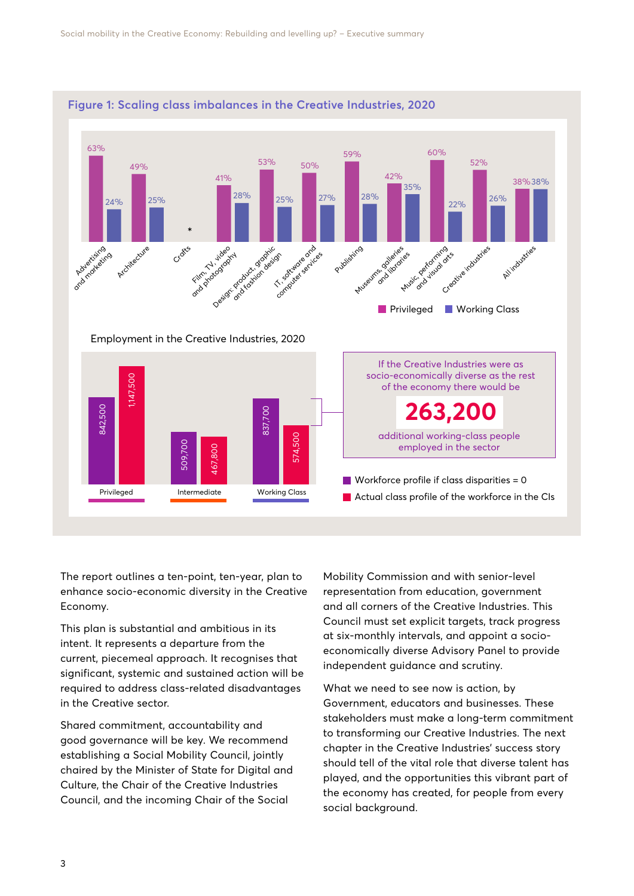## Figure 1: Scaling class imbalances in the Creative Industries, 2020

Advertising and marketing: 63% 24%
Architecture: 49% 25%
Crafts: *
Film, TV, video and photography: 41% 28%
Design: product, graphic and fashion design: 53% 25%
IT, software and computer services: 50% 27%
Publishing: 59% 28%
Museums, galleries and libraries: 42% 35%
Music, performing and visual arts: 60% 22%
Creative industries: 52% 26%
All industries: 38% 38%

Privileged · Working Class

Employment in the Creative Industries, 2020

Privileged: 842,500 · 1,147,500
Intermediate: 509,700 · 467,800
Working Class: 837,700 · 574,500

Workforce profile if class disparities = 0
Actual class profile of the workforce in the CIs

If the Creative Industries were as socio-economically diverse as the rest of the economy there would be

**263,200**

additional working-class people employed in the sector

The report outlines a ten-point, ten-year, plan to enhance socio-economic diversity in the Creative Economy.

This plan is substantial and ambitious in its intent. It represents a departure from the current, piecemeal approach. It recognises that significant, systemic and sustained action will be required to address class-related disadvantages in the Creative sector.

Shared commitment, accountability and good governance will be key. We recommend establishing a Social Mobility Council, jointly chaired by the Minister of State for Digital and Culture, the Chair of the Creative Industries Council, and the incoming Chair of the Social Mobility Commission and with senior-level representation from education, government and all corners of the Creative Industries. This Council must set explicit targets, track progress at six-monthly intervals, and appoint a socio-economically diverse Advisory Panel to provide independent guidance and scrutiny.

What we need to see now is action, by Government, educators and businesses. These stakeholders must make a long-term commitment to transforming our Creative Industries. The next chapter in the Creative Industries' success story should tell of the vital role that diverse talent has played, and the opportunities this vibrant part of the economy has created, for people from every social background.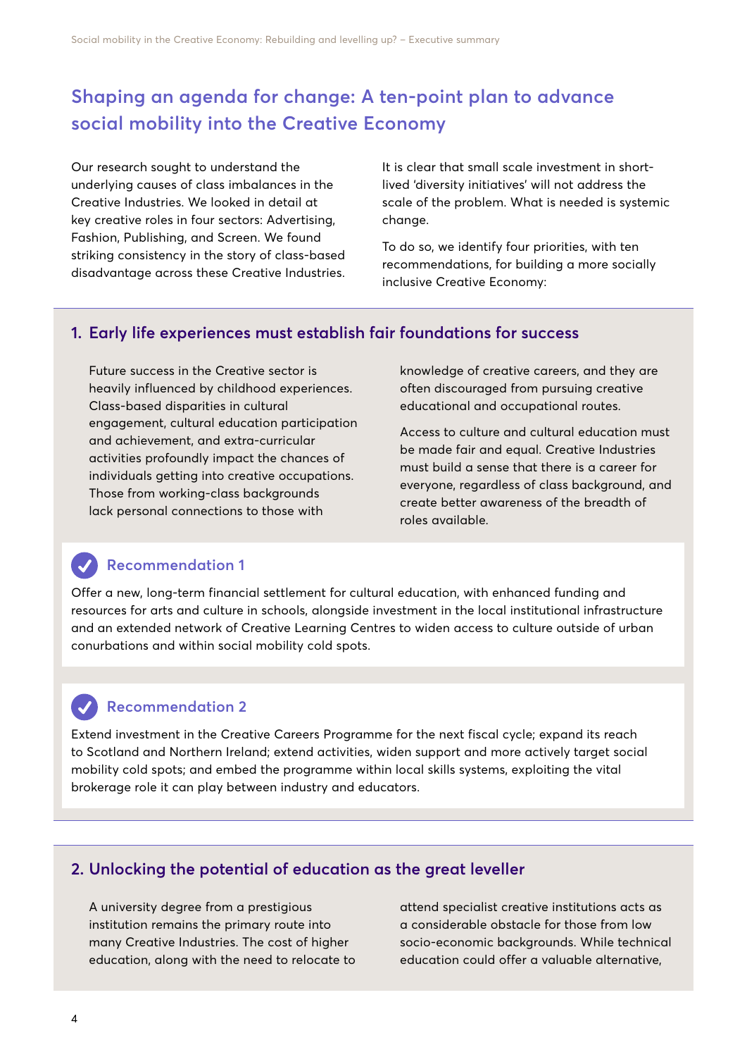## Shaping an agenda for change: A ten-point plan to advance social mobility into the Creative Economy

Our research sought to understand the underlying causes of class imbalances in the Creative Industries. We looked in detail at key creative roles in four sectors: Advertising, Fashion, Publishing, and Screen. We found striking consistency in the story of class-based disadvantage across these Creative Industries.

It is clear that small scale investment in short-lived 'diversity initiatives' will not address the scale of the problem. What is needed is systemic change.

To do so, we identify four priorities, with ten recommendations, for building a more socially inclusive Creative Economy:

### 1. Early life experiences must establish fair foundations for success

Future success in the Creative sector is heavily influenced by childhood experiences. Class-based disparities in cultural engagement, cultural education participation and achievement, and extra-curricular activities profoundly impact the chances of individuals getting into creative occupations. Those from working-class backgrounds lack personal connections to those with knowledge of creative careers, and they are often discouraged from pursuing creative educational and occupational routes.

Access to culture and cultural education must be made fair and equal. Creative Industries must build a sense that there is a career for everyone, regardless of class background, and create better awareness of the breadth of roles available.

#### Recommendation 1

Offer a new, long-term financial settlement for cultural education, with enhanced funding and resources for arts and culture in schools, alongside investment in the local institutional infrastructure and an extended network of Creative Learning Centres to widen access to culture outside of urban conurbations and within social mobility cold spots.

#### Recommendation 2

Extend investment in the Creative Careers Programme for the next fiscal cycle; expand its reach to Scotland and Northern Ireland; extend activities, widen support and more actively target social mobility cold spots; and embed the programme within local skills systems, exploiting the vital brokerage role it can play between industry and educators.

### 2. Unlocking the potential of education as the great leveller

A university degree from a prestigious institution remains the primary route into many Creative Industries. The cost of higher education, along with the need to relocate to attend specialist creative institutions acts as a considerable obstacle for those from low socio-economic backgrounds. While technical education could offer a valuable alternative,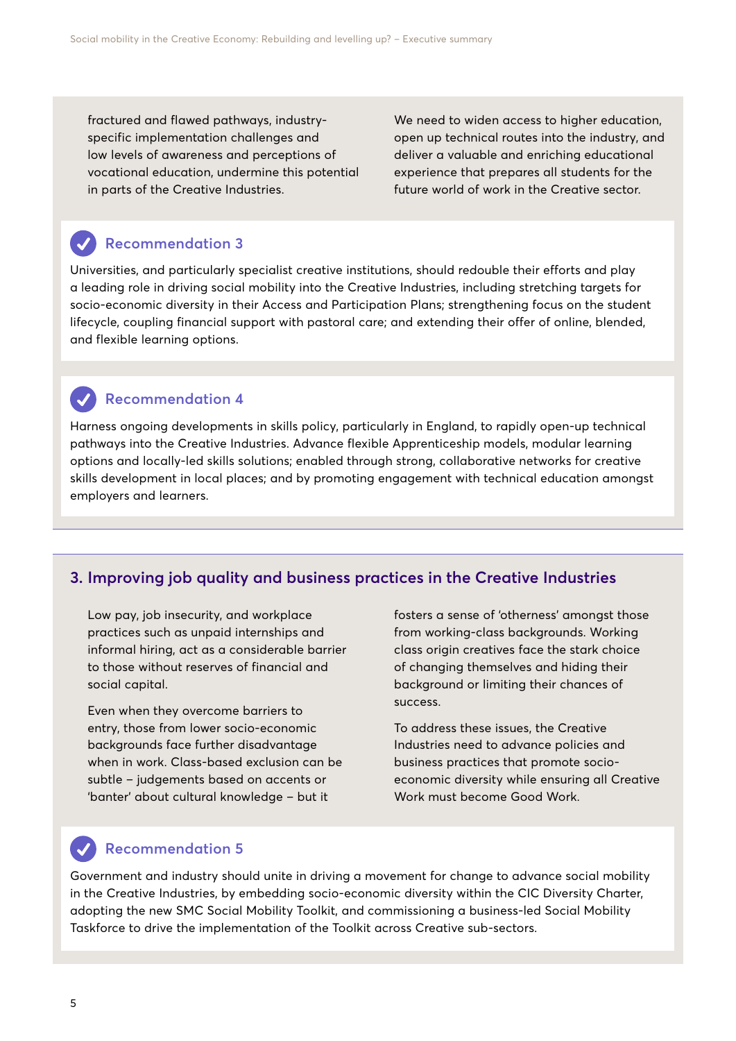fractured and flawed pathways, industry-specific implementation challenges and low levels of awareness and perceptions of vocational education, undermine this potential in parts of the Creative Industries.

We need to widen access to higher education, open up technical routes into the industry, and deliver a valuable and enriching educational experience that prepares all students for the future world of work in the Creative sector.

### Recommendation 3

Universities, and particularly specialist creative institutions, should redouble their efforts and play a leading role in driving social mobility into the Creative Industries, including stretching targets for socio-economic diversity in their Access and Participation Plans; strengthening focus on the student lifecycle, coupling financial support with pastoral care; and extending their offer of online, blended, and flexible learning options.

### Recommendation 4

Harness ongoing developments in skills policy, particularly in England, to rapidly open-up technical pathways into the Creative Industries. Advance flexible Apprenticeship models, modular learning options and locally-led skills solutions; enabled through strong, collaborative networks for creative skills development in local places; and by promoting engagement with technical education amongst employers and learners.

## 3. Improving job quality and business practices in the Creative Industries

Low pay, job insecurity, and workplace practices such as unpaid internships and informal hiring, act as a considerable barrier to those without reserves of financial and social capital.

Even when they overcome barriers to entry, those from lower socio-economic backgrounds face further disadvantage when in work. Class-based exclusion can be subtle – judgements based on accents or 'banter' about cultural knowledge – but it fosters a sense of 'otherness' amongst those from working-class backgrounds. Working class origin creatives face the stark choice of changing themselves and hiding their background or limiting their chances of success.

To address these issues, the Creative Industries need to advance policies and business practices that promote socio-economic diversity while ensuring all Creative Work must become Good Work.

### Recommendation 5

Government and industry should unite in driving a movement for change to advance social mobility in the Creative Industries, by embedding socio-economic diversity within the CIC Diversity Charter, adopting the new SMC Social Mobility Toolkit, and commissioning a business-led Social Mobility Taskforce to drive the implementation of the Toolkit across Creative sub-sectors.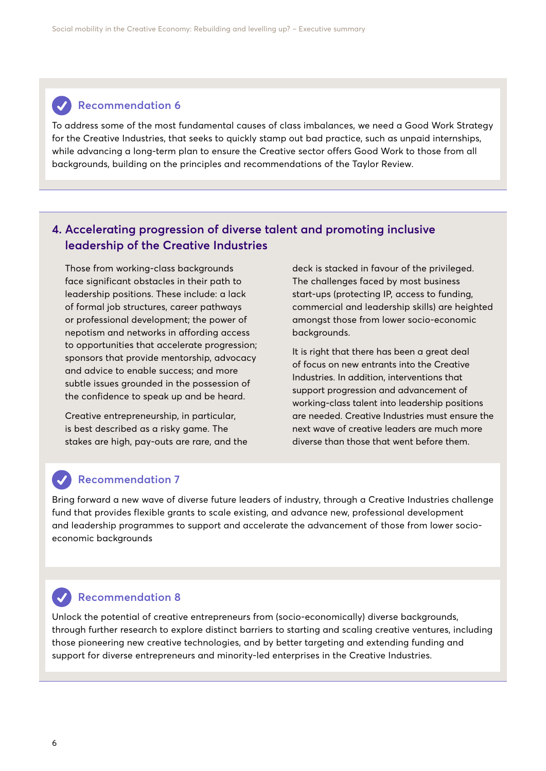### Recommendation 6

To address some of the most fundamental causes of class imbalances, we need a Good Work Strategy for the Creative Industries, that seeks to quickly stamp out bad practice, such as unpaid internships, while advancing a long-term plan to ensure the Creative sector offers Good Work to those from all backgrounds, building on the principles and recommendations of the Taylor Review.

## 4. Accelerating progression of diverse talent and promoting inclusive leadership of the Creative Industries

Those from working-class backgrounds face significant obstacles in their path to leadership positions. These include: a lack of formal job structures, career pathways or professional development; the power of nepotism and networks in affording access to opportunities that accelerate progression; sponsors that provide mentorship, advocacy and advice to enable success; and more subtle issues grounded in the possession of the confidence to speak up and be heard.

Creative entrepreneurship, in particular, is best described as a risky game. The stakes are high, pay-outs are rare, and the deck is stacked in favour of the privileged. The challenges faced by most business start-ups (protecting IP, access to funding, commercial and leadership skills) are heighted amongst those from lower socio-economic backgrounds.

It is right that there has been a great deal of focus on new entrants into the Creative Industries. In addition, interventions that support progression and advancement of working-class talent into leadership positions are needed. Creative Industries must ensure the next wave of creative leaders are much more diverse than those that went before them.

### Recommendation 7

Bring forward a new wave of diverse future leaders of industry, through a Creative Industries challenge fund that provides flexible grants to scale existing, and advance new, professional development and leadership programmes to support and accelerate the advancement of those from lower socio-economic backgrounds

### Recommendation 8

Unlock the potential of creative entrepreneurs from (socio-economically) diverse backgrounds, through further research to explore distinct barriers to starting and scaling creative ventures, including those pioneering new creative technologies, and by better targeting and extending funding and support for diverse entrepreneurs and minority-led enterprises in the Creative Industries.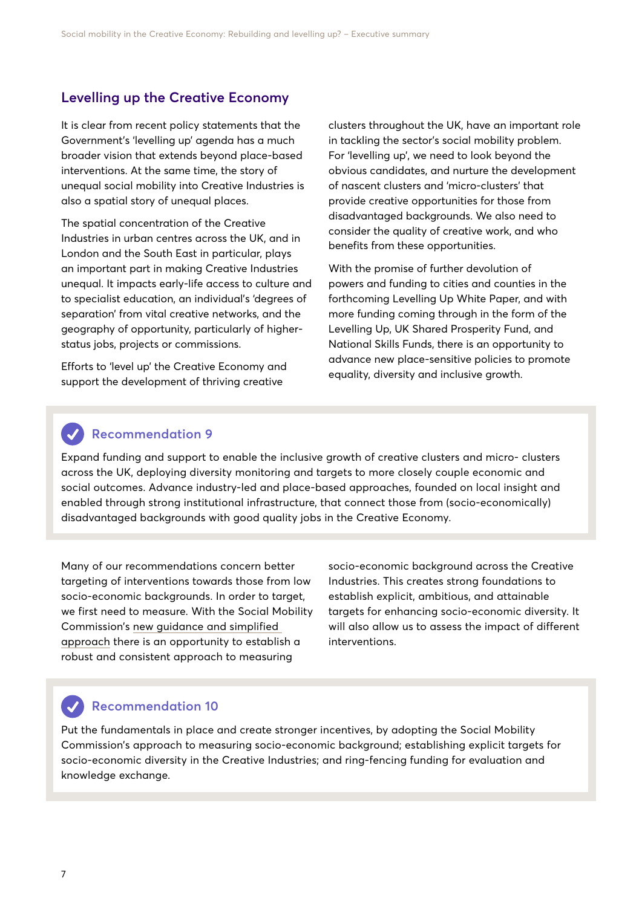## Levelling up the Creative Economy

It is clear from recent policy statements that the Government's 'levelling up' agenda has a much broader vision that extends beyond place-based interventions. At the same time, the story of unequal social mobility into Creative Industries is also a spatial story of unequal places.

The spatial concentration of the Creative Industries in urban centres across the UK, and in London and the South East in particular, plays an important part in making Creative Industries unequal. It impacts early-life access to culture and to specialist education, an individual's 'degrees of separation' from vital creative networks, and the geography of opportunity, particularly of higher-status jobs, projects or commissions.

Efforts to 'level up' the Creative Economy and support the development of thriving creative clusters throughout the UK, have an important role in tackling the sector's social mobility problem. For 'levelling up', we need to look beyond the obvious candidates, and nurture the development of nascent clusters and 'micro-clusters' that provide creative opportunities for those from disadvantaged backgrounds. We also need to consider the quality of creative work, and who benefits from these opportunities.

With the promise of further devolution of powers and funding to cities and counties in the forthcoming Levelling Up White Paper, and with more funding coming through in the form of the Levelling Up, UK Shared Prosperity Fund, and National Skills Funds, there is an opportunity to advance new place-sensitive policies to promote equality, diversity and inclusive growth.

### Recommendation 9

Expand funding and support to enable the inclusive growth of creative clusters and micro- clusters across the UK, deploying diversity monitoring and targets to more closely couple economic and social outcomes. Advance industry-led and place-based approaches, founded on local insight and enabled through strong institutional infrastructure, that connect those from (socio-economically) disadvantaged backgrounds with good quality jobs in the Creative Economy.

Many of our recommendations concern better targeting of interventions towards those from low socio-economic backgrounds. In order to target, we first need to measure. With the Social Mobility Commission's new guidance and simplified approach there is an opportunity to establish a robust and consistent approach to measuring socio-economic background across the Creative Industries. This creates strong foundations to establish explicit, ambitious, and attainable targets for enhancing socio-economic diversity. It will also allow us to assess the impact of different interventions.

### Recommendation 10

Put the fundamentals in place and create stronger incentives, by adopting the Social Mobility Commission's approach to measuring socio-economic background; establishing explicit targets for socio-economic diversity in the Creative Industries; and ring-fencing funding for evaluation and knowledge exchange.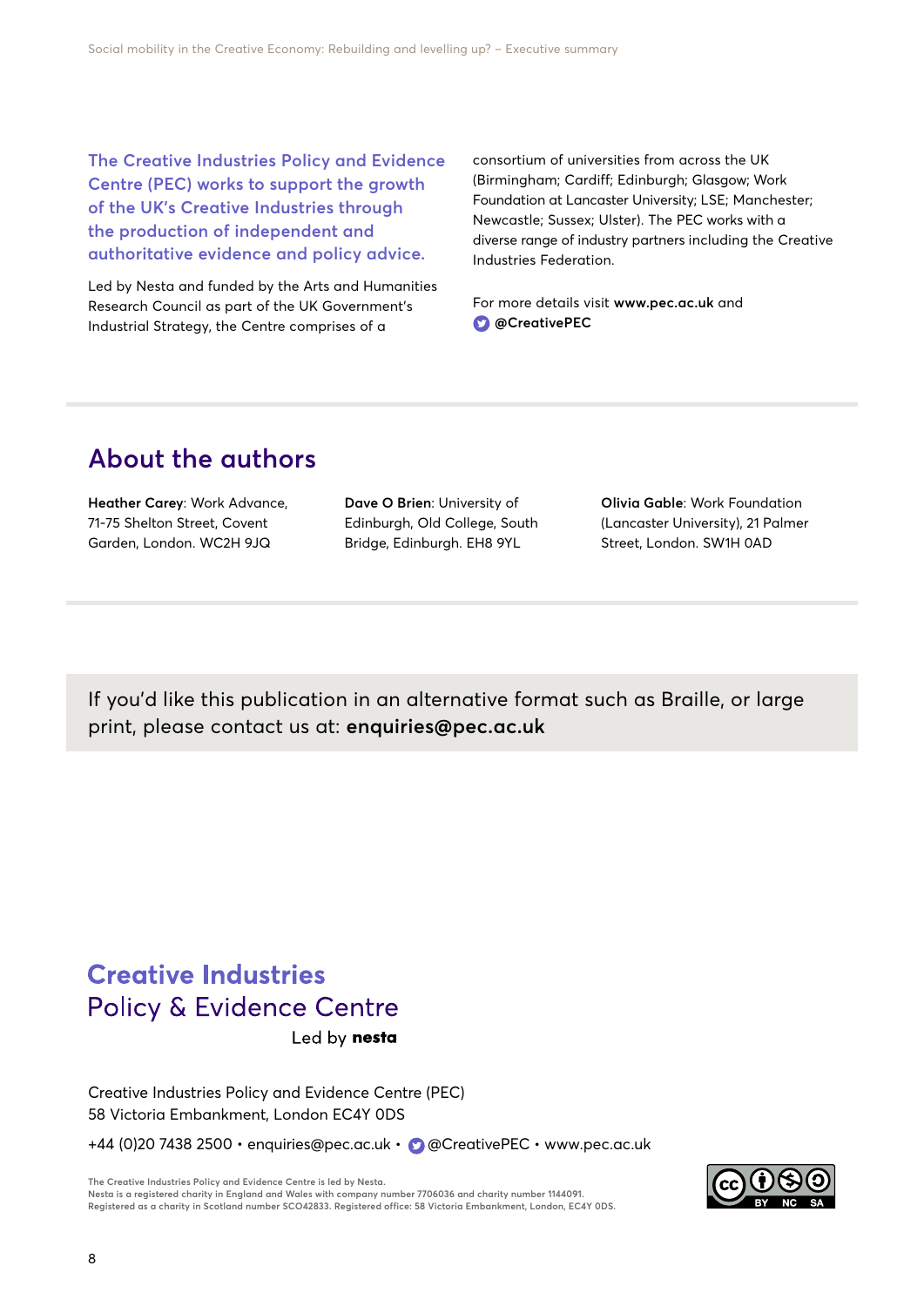**The Creative Industries Policy and Evidence Centre (PEC) works to support the growth of the UK's Creative Industries through the production of independent and authoritative evidence and policy advice.**

Led by Nesta and funded by the Arts and Humanities Research Council as part of the UK Government's Industrial Strategy, the Centre comprises of a consortium of universities from across the UK (Birmingham; Cardiff; Edinburgh; Glasgow; Work Foundation at Lancaster University; LSE; Manchester; Newcastle; Sussex; Ulster). The PEC works with a diverse range of industry partners including the Creative Industries Federation.

For more details visit **www.pec.ac.uk** and **@CreativePEC**

## About the authors

**Heather Carey**: Work Advance, 71-75 Shelton Street, Covent Garden, London. WC2H 9JQ

**Dave O Brien**: University of Edinburgh, Old College, South Bridge, Edinburgh. EH8 9YL

**Olivia Gable**: Work Foundation (Lancaster University), 21 Palmer Street, London. SW1H 0AD

If you'd like this publication in an alternative format such as Braille, or large print, please contact us at: **enquiries@pec.ac.uk**

**Creative Industries**
Policy & Evidence Centre
Led by **nesta**

Creative Industries Policy and Evidence Centre (PEC)
58 Victoria Embankment, London EC4Y 0DS

+44 (0)20 7438 2500 • enquiries@pec.ac.uk • @CreativePEC • www.pec.ac.uk

The Creative Industries Policy and Evidence Centre is led by Nesta.
Nesta is a registered charity in England and Wales with company number 7706036 and charity number 1144091.
Registered as a charity in Scotland number SCO42833. Registered office: 58 Victoria Embankment, London, EC4Y 0DS.

CC BY NC SA